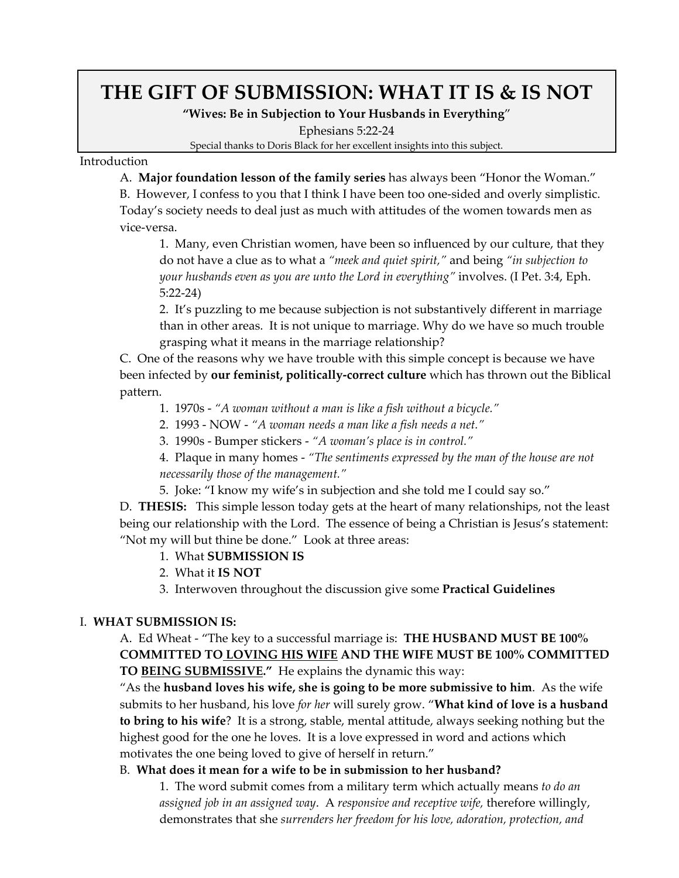# THE GIFT OF SUBMISSION: WHAT IT IS & IS NOT

**"Wives: Be in Subjection to Your Husbands in Everything"**

Ephesians 5:22-24

Special thanks to Doris Black for her excellent insights into this subject.

Introduction

A. **Major foundation lesson of the family series** has always been "Honor the Woman."

B. However, I confess to you that I think I have been too one-sided and overly simplistic. Today's society needs to deal just as much with attitudes of the women towards men as vice-versa.

1. Many, even Christian women, have been so influenced by our culture, that they do not have a clue as to what a *"meek and quiet spirit,"* and being *"in subjection to your husbands even as you are unto the Lord in everything"* involves. (I Pet. 3:4, Eph. 5:22-24)
2. It's puzzling to me because subjection is not substantively different in marriage than in other areas. It is not unique to marriage. Why do we have so much trouble grasping what it means in the marriage relationship?

C. One of the reasons why we have trouble with this simple concept is because we have been infected by **our feminist, politically-correct culture** which has thrown out the Biblical pattern.

1. 1970s - *"A woman without a man is like a fish without a bicycle."*
2. 1993 - NOW - *"A woman needs a man like a fish needs a net."*
3. 1990s - Bumper stickers - *"A woman's place is in control."*
4. Plaque in many homes - *"The sentiments expressed by the man of the house are not necessarily those of the management."*
5. Joke: "I know my wife's in subjection and she told me I could say so."

D. **THESIS:** This simple lesson today gets at the heart of many relationships, not the least being our relationship with the Lord. The essence of being a Christian is Jesus's statement: "Not my will but thine be done." Look at three areas:

1. What **SUBMISSION IS**
2. What it **IS NOT**
3. Interwoven throughout the discussion give some **Practical Guidelines**

## I. WHAT SUBMISSION IS:

A. Ed Wheat - "The key to a successful marriage is: **THE HUSBAND MUST BE 100% COMMITTED TO <u>LOVING HIS WIFE</u> AND THE WIFE MUST BE 100% COMMITTED TO <u>BEING SUBMISSIVE</u>."** He explains the dynamic this way:

"As the **husband loves his wife, she is going to be more submissive to him**. As the wife submits to her husband, his love *for her* will surely grow. "**What kind of love is a husband to bring to his wife**? It is a strong, stable, mental attitude, always seeking nothing but the highest good for the one he loves. It is a love expressed in word and actions which motivates the one being loved to give of herself in return."

B. **What does it mean for a wife to be in submission to her husband?**

1. The word submit comes from a military term which actually means *to do an assigned job in an assigned way*. A *responsive and receptive wife,* therefore willingly, demonstrates that she *surrenders her freedom for his love, adoration, protection, and*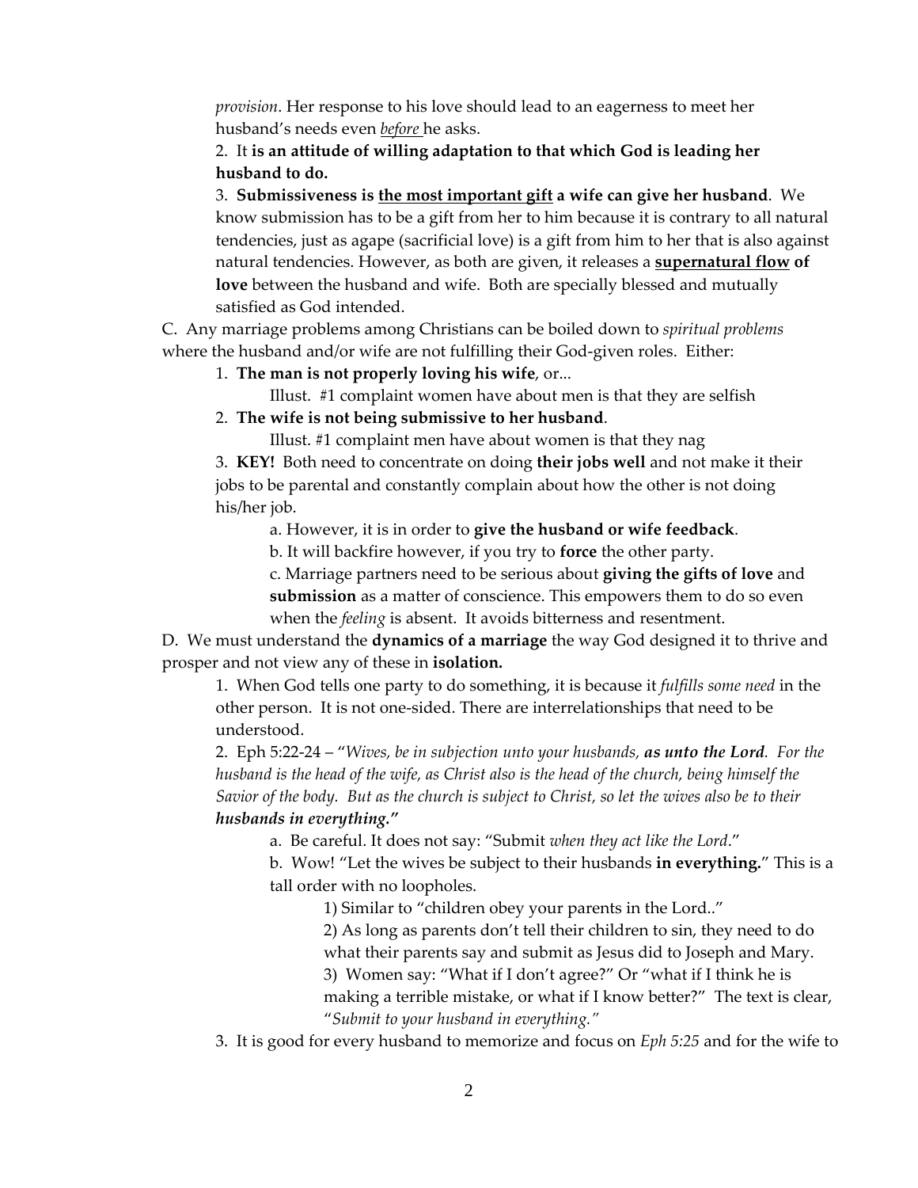*provision*. Her response to his love should lead to an eagerness to meet her husband's needs even *__before__* he asks.

2. It **is an attitude of willing adaptation to that which God is leading her husband to do.**

3. **Submissiveness is __the most important gift__ a wife can give her husband**. We know submission has to be a gift from her to him because it is contrary to all natural tendencies, just as agape (sacrificial love) is a gift from him to her that is also against natural tendencies. However, as both are given, it releases a **__supernatural flow__ of love** between the husband and wife. Both are specially blessed and mutually satisfied as God intended.

C. Any marriage problems among Christians can be boiled down to *spiritual problems* where the husband and/or wife are not fulfilling their God-given roles. Either:

1. **The man is not properly loving his wife**, or...

    Illust. #1 complaint women have about men is that they are selfish

2. **The wife is not being submissive to her husband**.

    Illust. #1 complaint men have about women is that they nag

3. **KEY!** Both need to concentrate on doing **their jobs well** and not make it their jobs to be parental and constantly complain about how the other is not doing his/her job.

    a. However, it is in order to **give the husband or wife feedback**.

    b. It will backfire however, if you try to **force** the other party.

    c. Marriage partners need to be serious about **giving the gifts of love** and **submission** as a matter of conscience. This empowers them to do so even when the *feeling* is absent. It avoids bitterness and resentment.

D. We must understand the **dynamics of a marriage** the way God designed it to thrive and prosper and not view any of these in **isolation.**

1. When God tells one party to do something, it is because it *fulfills some need* in the other person. It is not one-sided. There are interrelationships that need to be understood.

2. Eph 5:22-24 – "*Wives, be in subjection unto your husbands, **as unto the Lord**. For the husband is the head of the wife, as Christ also is the head of the church, being himself the Savior of the body. But as the church is subject to Christ, so let the wives also be to their **husbands in everything.***"

    a. Be careful. It does not say: "Submit *when they act like the Lord*."

    b. Wow! "Let the wives be subject to their husbands **in everything.**" This is a tall order with no loopholes.

        1) Similar to "children obey your parents in the Lord.."

        2) As long as parents don't tell their children to sin, they need to do what their parents say and submit as Jesus did to Joseph and Mary.

        3) Women say: "What if I don't agree?" Or "what if I think he is making a terrible mistake, or what if I know better?" The text is clear, "*Submit to your husband in everything.*"

3. It is good for every husband to memorize and focus on *Eph 5:25* and for the wife to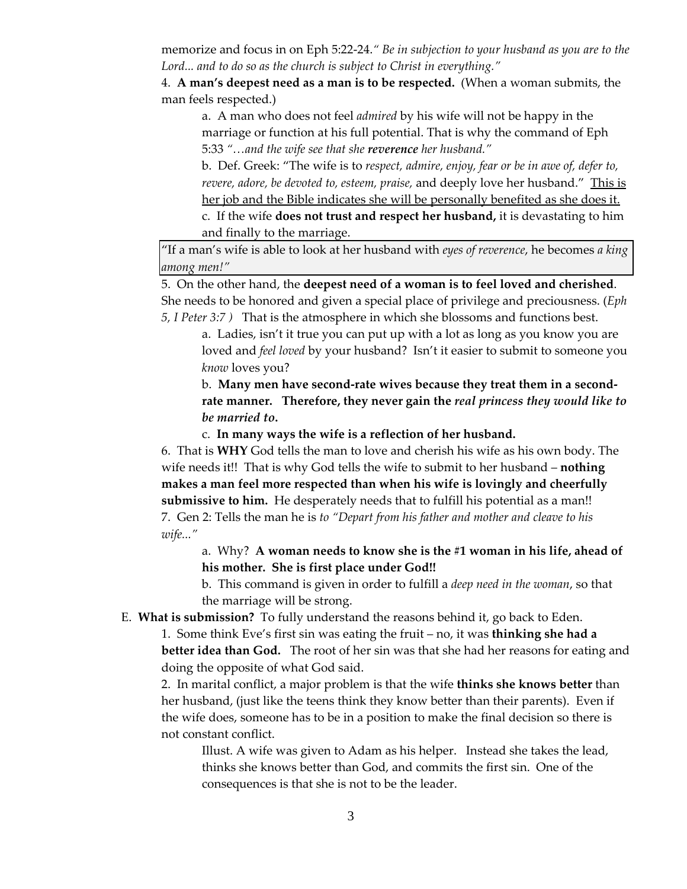memorize and focus in on Eph 5:22-24.*" Be in subjection to your husband as you are to the Lord... and to do so as the church is subject to Christ in everything."*

4. **A man's deepest need as a man is to be respected.** (When a woman submits, the man feels respected.)

   a. A man who does not feel *admired* by his wife will not be happy in the marriage or function at his full potential. That is why the command of Eph 5:33 *"…and the wife see that she **reverence** her husband."*

   b. Def. Greek: "The wife is to *respect, admire, enjoy, fear or be in awe of, defer to, revere, adore, be devoted to, esteem, praise,* and deeply love her husband." <u>This is her job and the Bible indicates she will be personally benefited as she does it.</u>

   c. If the wife **does not trust and respect her husband,** it is devastating to him and finally to the marriage.

> "If a man's wife is able to look at her husband with *eyes of reverence*, he becomes *a king among men!"*

5. On the other hand, the **deepest need of a woman is to feel loved and cherished**. She needs to be honored and given a special place of privilege and preciousness. (*Eph 5, I Peter 3:7 )* That is the atmosphere in which she blossoms and functions best.

   a. Ladies, isn't it true you can put up with a lot as long as you know you are loved and *feel loved* by your husband? Isn't it easier to submit to someone you *know* loves you?

   b. **Many men have second-rate wives because they treat them in a second-rate manner. Therefore, they never gain the *real princess they would like to be married to*.**

   c. **In many ways the wife is a reflection of her husband.**

6. That is **WHY** God tells the man to love and cherish his wife as his own body. The wife needs it!! That is why God tells the wife to submit to her husband – **nothing makes a man feel more respected than when his wife is lovingly and cheerfully submissive to him.** He desperately needs that to fulfill his potential as a man!!

7. Gen 2: Tells the man he is *to "Depart from his father and mother and cleave to his wife..."*

   a. Why? **A woman needs to know she is the #1 woman in his life, ahead of his mother. She is first place under God!!**

   b. This command is given in order to fulfill a *deep need in the woman*, so that the marriage will be strong.

E. **What is submission?** To fully understand the reasons behind it, go back to Eden.

1. Some think Eve's first sin was eating the fruit – no, it was **thinking she had a better idea than God.** The root of her sin was that she had her reasons for eating and doing the opposite of what God said.

2. In marital conflict, a major problem is that the wife **thinks she knows better** than her husband, (just like the teens think they know better than their parents). Even if the wife does, someone has to be in a position to make the final decision so there is not constant conflict.

   Illust. A wife was given to Adam as his helper. Instead she takes the lead, thinks she knows better than God, and commits the first sin. One of the consequences is that she is not to be the leader.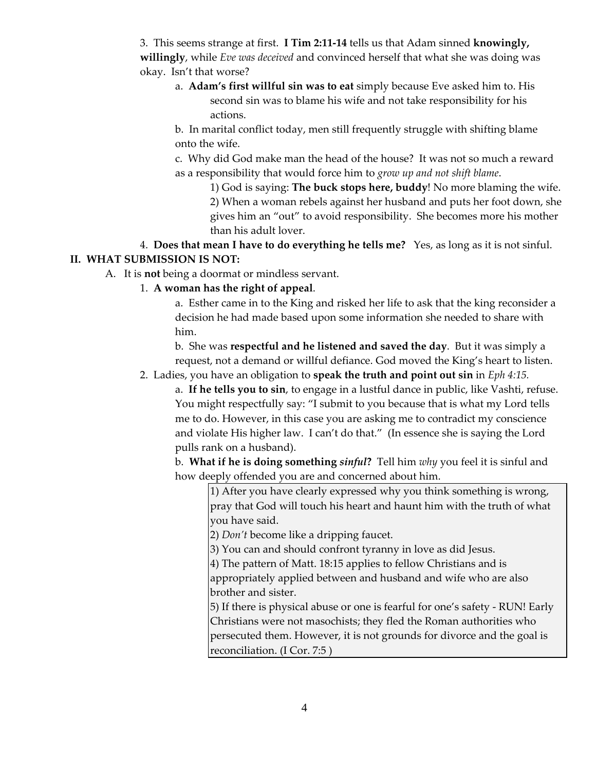3. This seems strange at first. **I Tim 2:11-14** tells us that Adam sinned **knowingly, willingly**, while *Eve was deceived* and convinced herself that what she was doing was okay. Isn't that worse?

   a. **Adam's first willful sin was to eat** simply because Eve asked him to. His second sin was to blame his wife and not take responsibility for his actions.

   b. In marital conflict today, men still frequently struggle with shifting blame onto the wife.

   c. Why did God make man the head of the house? It was not so much a reward as a responsibility that would force him to *grow up and not shift blame*.

      1) God is saying: **The buck stops here, buddy**! No more blaming the wife.

      2) When a woman rebels against her husband and puts her foot down, she gives him an "out" to avoid responsibility. She becomes more his mother than his adult lover.

4. **Does that mean I have to do everything he tells me?** Yes, as long as it is not sinful.

## II. WHAT SUBMISSION IS NOT:

A. It is **not** being a doormat or mindless servant.

1. **A woman has the right of appeal**.

   a. Esther came in to the King and risked her life to ask that the king reconsider a decision he had made based upon some information she needed to share with him.

   b. She was **respectful and he listened and saved the day**. But it was simply a request, not a demand or willful defiance. God moved the King's heart to listen.

2. Ladies, you have an obligation to **speak the truth and point out sin** in *Eph 4:15.*

   a. **If he tells you to sin**, to engage in a lustful dance in public, like Vashti, refuse. You might respectfully say: "I submit to you because that is what my Lord tells me to do. However, in this case you are asking me to contradict my conscience and violate His higher law. I can't do that." (In essence she is saying the Lord pulls rank on a husband).

   b. **What if he is doing something *sinful*?** Tell him *why* you feel it is sinful and how deeply offended you are and concerned about him.

      1) After you have clearly expressed why you think something is wrong, pray that God will touch his heart and haunt him with the truth of what you have said.

      2) *Don't* become like a dripping faucet.

      3) You can and should confront tyranny in love as did Jesus.

      4) The pattern of Matt. 18:15 applies to fellow Christians and is appropriately applied between and husband and wife who are also brother and sister.

      5) If there is physical abuse or one is fearful for one's safety - RUN! Early Christians were not masochists; they fled the Roman authorities who persecuted them. However, it is not grounds for divorce and the goal is reconciliation. (I Cor. 7:5 )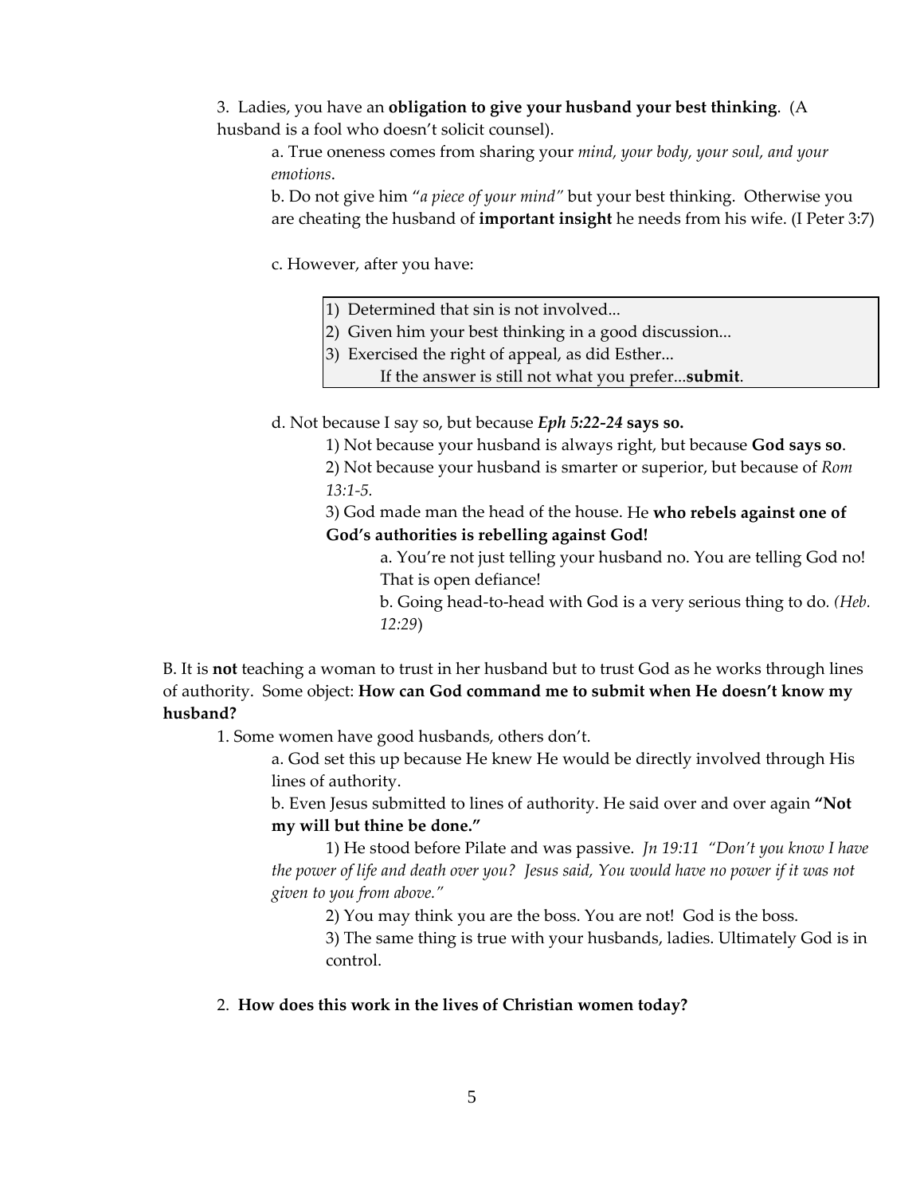3. Ladies, you have an **obligation to give your husband your best thinking**. (A husband is a fool who doesn't solicit counsel).

a. True oneness comes from sharing your *mind, your body, your soul, and your emotions*.

b. Do not give him "*a piece of your mind"* but your best thinking. Otherwise you are cheating the husband of **important insight** he needs from his wife. (I Peter 3:7)

c. However, after you have:

> 1) Determined that sin is not involved...
> 2) Given him your best thinking in a good discussion...
> 3) Exercised the right of appeal, as did Esther...
> If the answer is still not what you prefer...**submit**.

d. Not because I say so, but because ***Eph 5:22-24*** **says so.**

1) Not because your husband is always right, but because **God says so**.

2) Not because your husband is smarter or superior, but because of *Rom 13:1-5.*

3) God made man the head of the house. He **who rebels against one of God's authorities is rebelling against God!**

a. You're not just telling your husband no. You are telling God no! That is open defiance!

b. Going head-to-head with God is a very serious thing to do. *(Heb. 12:29*)

B. It is **not** teaching a woman to trust in her husband but to trust God as he works through lines of authority. Some object: **How can God command me to submit when He doesn't know my husband?**

1. Some women have good husbands, others don't.

a. God set this up because He knew He would be directly involved through His lines of authority.

b. Even Jesus submitted to lines of authority. He said over and over again **"Not my will but thine be done."**

1) He stood before Pilate and was passive. *Jn 19:11 "Don't you know I have the power of life and death over you? Jesus said, You would have no power if it was not given to you from above."*

2) You may think you are the boss. You are not! God is the boss.

3) The same thing is true with your husbands, ladies. Ultimately God is in control.

2. **How does this work in the lives of Christian women today?**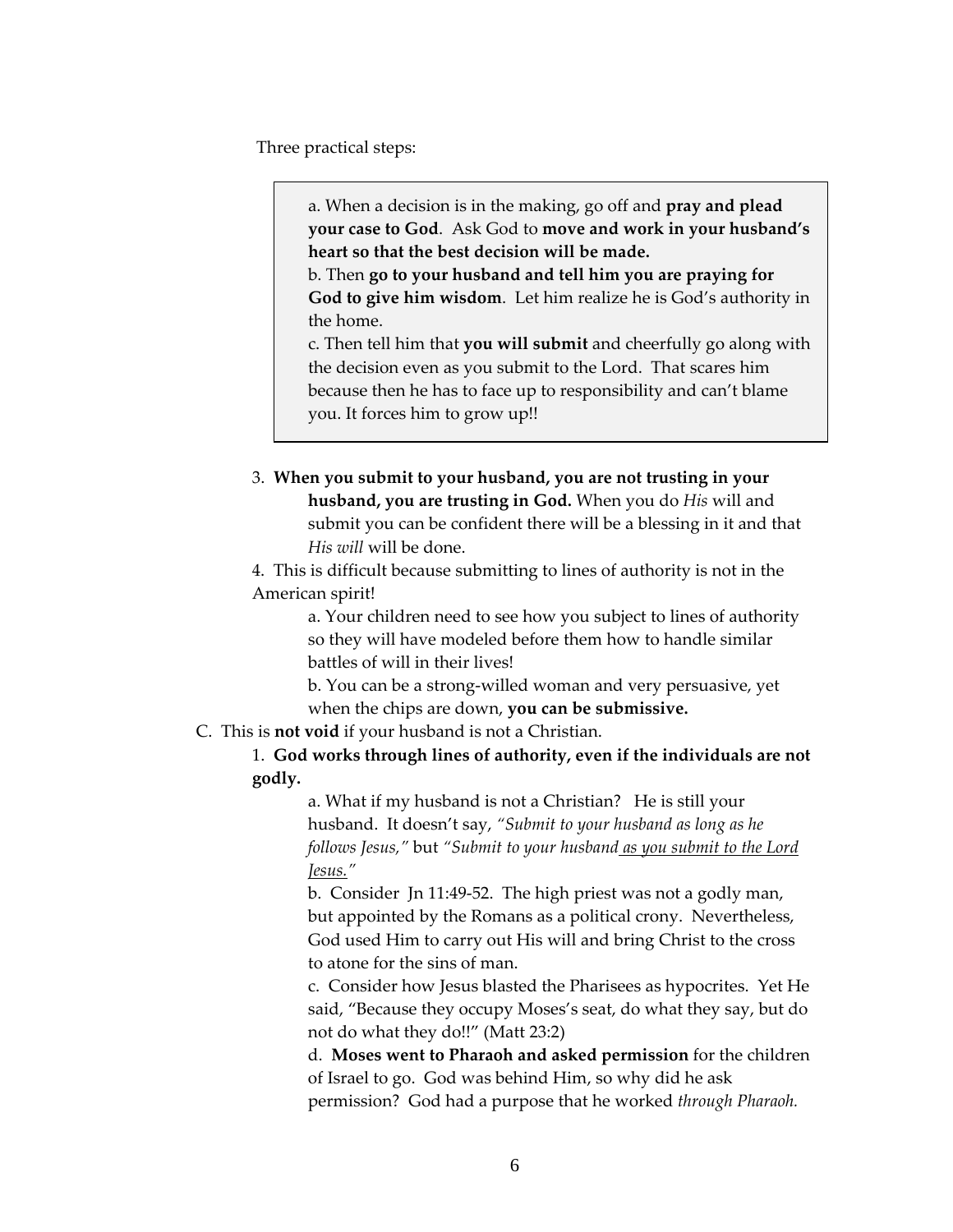Three practical steps:

> a. When a decision is in the making, go off and **pray and plead your case to God**. Ask God to **move and work in your husband's heart so that the best decision will be made.**
> b. Then **go to your husband and tell him you are praying for God to give him wisdom**. Let him realize he is God's authority in the home.
> c. Then tell him that **you will submit** and cheerfully go along with the decision even as you submit to the Lord. That scares him because then he has to face up to responsibility and can't blame you. It forces him to grow up!!

3. **When you submit to your husband, you are not trusting in your husband, you are trusting in God.** When you do *His* will and submit you can be confident there will be a blessing in it and that *His will* will be done.

4. This is difficult because submitting to lines of authority is not in the American spirit!

   a. Your children need to see how you subject to lines of authority so they will have modeled before them how to handle similar battles of will in their lives!

   b. You can be a strong-willed woman and very persuasive, yet when the chips are down, **you can be submissive.**

C. This is **not void** if your husband is not a Christian.

1. **God works through lines of authority, even if the individuals are not godly.**

   a. What if my husband is not a Christian? He is still your husband. It doesn't say, *"Submit to your husband as long as he follows Jesus,"* but *"Submit to your husband <u>as you submit to the Lord Jesus.</u>"*

   b. Consider Jn 11:49-52. The high priest was not a godly man, but appointed by the Romans as a political crony. Nevertheless, God used Him to carry out His will and bring Christ to the cross to atone for the sins of man.

   c. Consider how Jesus blasted the Pharisees as hypocrites. Yet He said, "Because they occupy Moses's seat, do what they say, but do not do what they do!!" (Matt 23:2)

   d. **Moses went to Pharaoh and asked permission** for the children of Israel to go. God was behind Him, so why did he ask permission? God had a purpose that he worked *through Pharaoh.*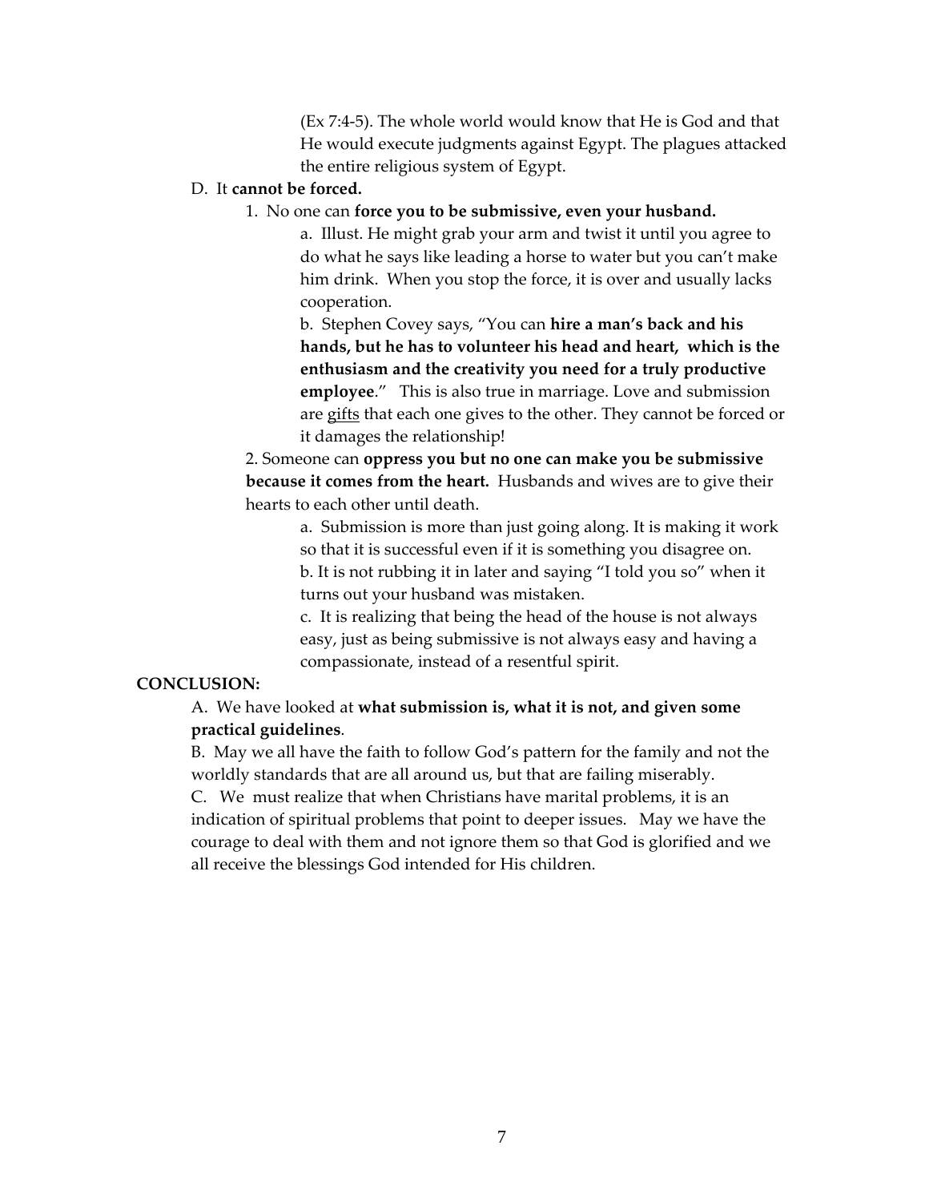(Ex 7:4-5). The whole world would know that He is God and that He would execute judgments against Egypt. The plagues attacked the entire religious system of Egypt.

D. It **cannot be forced.**

1. No one can **force you to be submissive, even your husband.**

a. Illust. He might grab your arm and twist it until you agree to do what he says like leading a horse to water but you can't make him drink. When you stop the force, it is over and usually lacks cooperation.

b. Stephen Covey says, "You can **hire a man's back and his hands, but he has to volunteer his head and heart, which is the enthusiasm and the creativity you need for a truly productive employee**." This is also true in marriage. Love and submission are <u>gifts</u> that each one gives to the other. They cannot be forced or it damages the relationship!

2. Someone can **oppress you but no one can make you be submissive because it comes from the heart.** Husbands and wives are to give their hearts to each other until death.

a. Submission is more than just going along. It is making it work so that it is successful even if it is something you disagree on.

b. It is not rubbing it in later and saying "I told you so" when it turns out your husband was mistaken.

c. It is realizing that being the head of the house is not always easy, just as being submissive is not always easy and having a compassionate, instead of a resentful spirit.

**CONCLUSION:**

A. We have looked at **what submission is, what it is not, and given some practical guidelines**.

B. May we all have the faith to follow God's pattern for the family and not the worldly standards that are all around us, but that are failing miserably.

C. We must realize that when Christians have marital problems, it is an indication of spiritual problems that point to deeper issues. May we have the courage to deal with them and not ignore them so that God is glorified and we all receive the blessings God intended for His children.